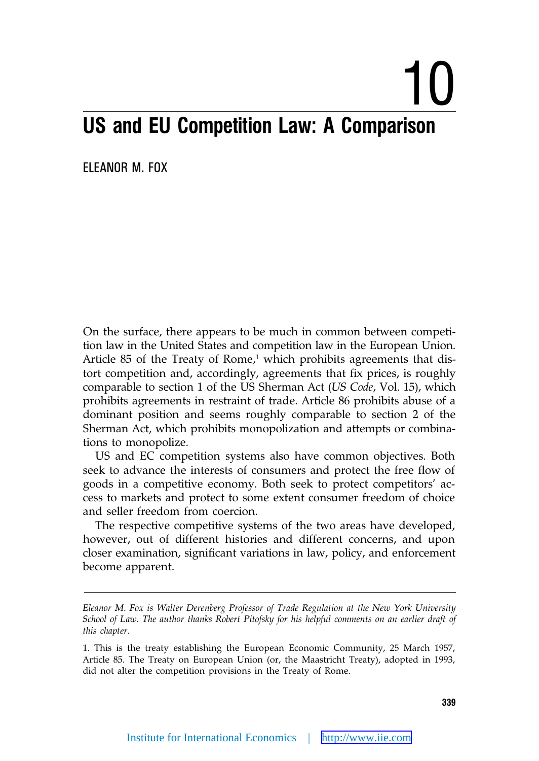# 10

# US and EU Competition Law: A Comparison

ELEANOR M. FOX

On the surface, there appears to be much in common between competition law in the United States and competition law in the European Union. Article 85 of the Treaty of Rome,[1] which prohibits agreements that distort competition and, accordingly, agreements that fix prices, is roughly comparable to section 1 of the US Sherman Act (*US Code*, Vol. 15), which prohibits agreements in restraint of trade. Article 86 prohibits abuse of a dominant position and seems roughly comparable to section 2 of the Sherman Act, which prohibits monopolization and attempts or combinations to monopolize.

US and EC competition systems also have common objectives. Both seek to advance the interests of consumers and protect the free flow of goods in a competitive economy. Both seek to protect competitors' access to markets and protect to some extent consumer freedom of choice and seller freedom from coercion.

The respective competitive systems of the two areas have developed, however, out of different histories and different concerns, and upon closer examination, significant variations in law, policy, and enforcement become apparent.

---

*Eleanor M. Fox is Walter Derenberg Professor of Trade Regulation at the New York University School of Law. The author thanks Robert Pitofsky for his helpful comments on an earlier draft of this chapter.*

1. This is the treaty establishing the European Economic Community, 25 March 1957, Article 85. The Treaty on European Union (or, the Maastricht Treaty), adopted in 1993, did not alter the competition provisions in the Treaty of Rome.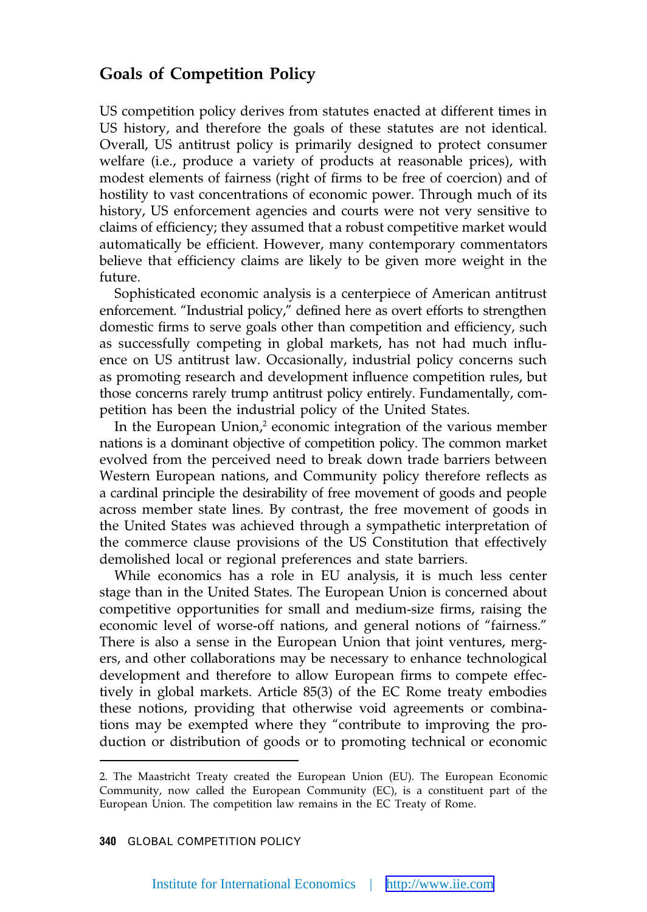## Goals of Competition Policy

US competition policy derives from statutes enacted at different times in US history, and therefore the goals of these statutes are not identical. Overall, US antitrust policy is primarily designed to protect consumer welfare (i.e., produce a variety of products at reasonable prices), with modest elements of fairness (right of firms to be free of coercion) and of hostility to vast concentrations of economic power. Through much of its history, US enforcement agencies and courts were not very sensitive to claims of efficiency; they assumed that a robust competitive market would automatically be efficient. However, many contemporary commentators believe that efficiency claims are likely to be given more weight in the future.

Sophisticated economic analysis is a centerpiece of American antitrust enforcement. "Industrial policy," defined here as overt efforts to strengthen domestic firms to serve goals other than competition and efficiency, such as successfully competing in global markets, has not had much influence on US antitrust law. Occasionally, industrial policy concerns such as promoting research and development influence competition rules, but those concerns rarely trump antitrust policy entirely. Fundamentally, competition has been the industrial policy of the United States.

In the European Union,[2] economic integration of the various member nations is a dominant objective of competition policy. The common market evolved from the perceived need to break down trade barriers between Western European nations, and Community policy therefore reflects as a cardinal principle the desirability of free movement of goods and people across member state lines. By contrast, the free movement of goods in the United States was achieved through a sympathetic interpretation of the commerce clause provisions of the US Constitution that effectively demolished local or regional preferences and state barriers.

While economics has a role in EU analysis, it is much less center stage than in the United States. The European Union is concerned about competitive opportunities for small and medium-size firms, raising the economic level of worse-off nations, and general notions of "fairness." There is also a sense in the European Union that joint ventures, mergers, and other collaborations may be necessary to enhance technological development and therefore to allow European firms to compete effectively in global markets. Article 85(3) of the EC Rome treaty embodies these notions, providing that otherwise void agreements or combinations may be exempted where they "contribute to improving the production or distribution of goods or to promoting technical or economic

---

2. The Maastricht Treaty created the European Union (EU). The European Economic Community, now called the European Community (EC), is a constituent part of the European Union. The competition law remains in the EC Treaty of Rome.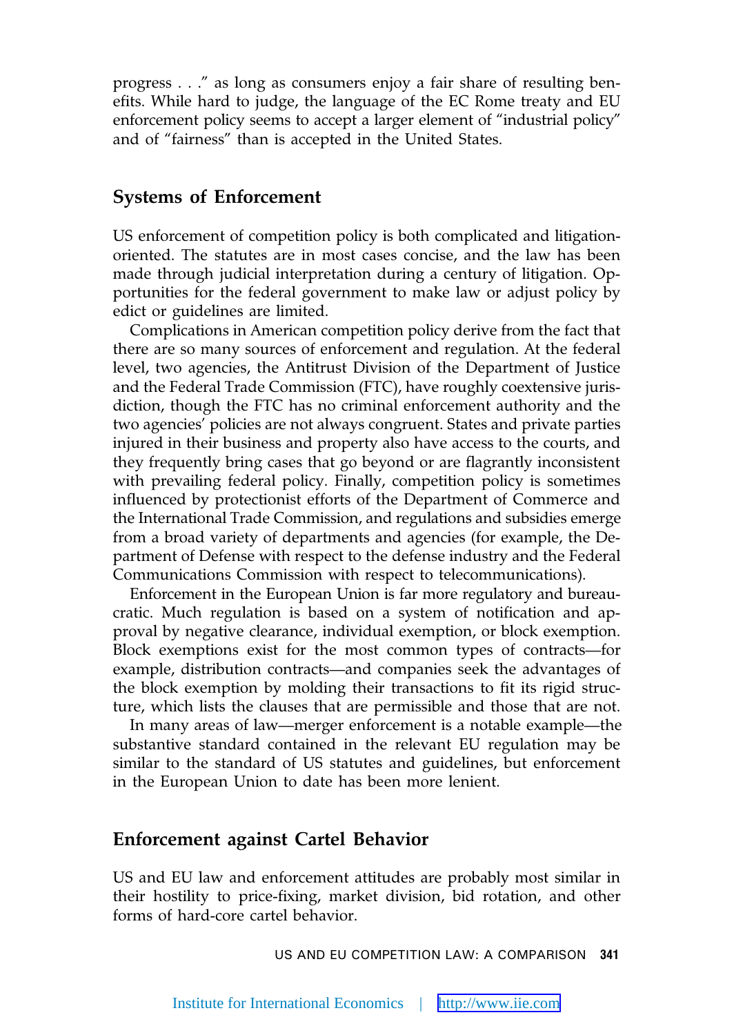progress . . ." as long as consumers enjoy a fair share of resulting benefits. While hard to judge, the language of the EC Rome treaty and EU enforcement policy seems to accept a larger element of "industrial policy" and of "fairness" than is accepted in the United States.

## Systems of Enforcement

US enforcement of competition policy is both complicated and litigation-oriented. The statutes are in most cases concise, and the law has been made through judicial interpretation during a century of litigation. Opportunities for the federal government to make law or adjust policy by edict or guidelines are limited.

Complications in American competition policy derive from the fact that there are so many sources of enforcement and regulation. At the federal level, two agencies, the Antitrust Division of the Department of Justice and the Federal Trade Commission (FTC), have roughly coextensive jurisdiction, though the FTC has no criminal enforcement authority and the two agencies' policies are not always congruent. States and private parties injured in their business and property also have access to the courts, and they frequently bring cases that go beyond or are flagrantly inconsistent with prevailing federal policy. Finally, competition policy is sometimes influenced by protectionist efforts of the Department of Commerce and the International Trade Commission, and regulations and subsidies emerge from a broad variety of departments and agencies (for example, the Department of Defense with respect to the defense industry and the Federal Communications Commission with respect to telecommunications).

Enforcement in the European Union is far more regulatory and bureaucratic. Much regulation is based on a system of notification and approval by negative clearance, individual exemption, or block exemption. Block exemptions exist for the most common types of contracts—for example, distribution contracts—and companies seek the advantages of the block exemption by molding their transactions to fit its rigid structure, which lists the clauses that are permissible and those that are not.

In many areas of law—merger enforcement is a notable example—the substantive standard contained in the relevant EU regulation may be similar to the standard of US statutes and guidelines, but enforcement in the European Union to date has been more lenient.

## Enforcement against Cartel Behavior

US and EU law and enforcement attitudes are probably most similar in their hostility to price-fixing, market division, bid rotation, and other forms of hard-core cartel behavior.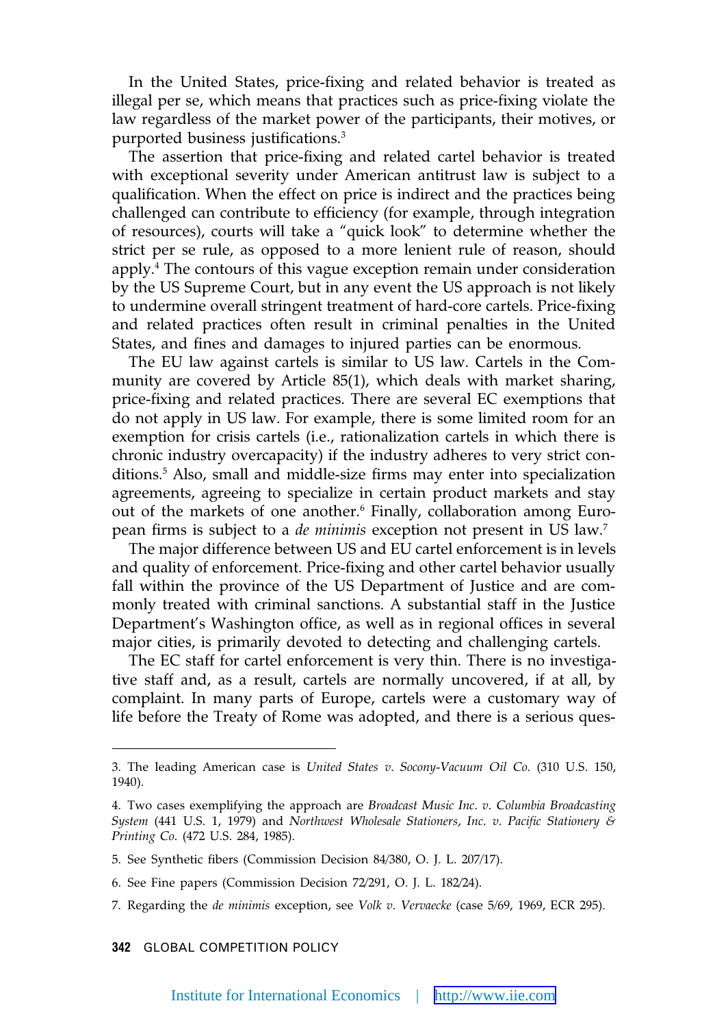In the United States, price-fixing and related behavior is treated as illegal per se, which means that practices such as price-fixing violate the law regardless of the market power of the participants, their motives, or purported business justifications.[3]

The assertion that price-fixing and related cartel behavior is treated with exceptional severity under American antitrust law is subject to a qualification. When the effect on price is indirect and the practices being challenged can contribute to efficiency (for example, through integration of resources), courts will take a "quick look" to determine whether the strict per se rule, as opposed to a more lenient rule of reason, should apply.[4] The contours of this vague exception remain under consideration by the US Supreme Court, but in any event the US approach is not likely to undermine overall stringent treatment of hard-core cartels. Price-fixing and related practices often result in criminal penalties in the United States, and fines and damages to injured parties can be enormous.

The EU law against cartels is similar to US law. Cartels in the Community are covered by Article 85(1), which deals with market sharing, price-fixing and related practices. There are several EC exemptions that do not apply in US law. For example, there is some limited room for an exemption for crisis cartels (i.e., rationalization cartels in which there is chronic industry overcapacity) if the industry adheres to very strict conditions.[5] Also, small and middle-size firms may enter into specialization agreements, agreeing to specialize in certain product markets and stay out of the markets of one another.[6] Finally, collaboration among European firms is subject to a *de minimis* exception not present in US law.[7]

The major difference between US and EU cartel enforcement is in levels and quality of enforcement. Price-fixing and other cartel behavior usually fall within the province of the US Department of Justice and are commonly treated with criminal sanctions. A substantial staff in the Justice Department's Washington office, as well as in regional offices in several major cities, is primarily devoted to detecting and challenging cartels.

The EC staff for cartel enforcement is very thin. There is no investigative staff and, as a result, cartels are normally uncovered, if at all, by complaint. In many parts of Europe, cartels were a customary way of life before the Treaty of Rome was adopted, and there is a serious ques-

---

3. The leading American case is *United States v. Socony-Vacuum Oil Co.* (310 U.S. 150, 1940).

4. Two cases exemplifying the approach are *Broadcast Music Inc. v. Columbia Broadcasting System* (441 U.S. 1, 1979) and *Northwest Wholesale Stationers, Inc. v. Pacific Stationery & Printing Co.* (472 U.S. 284, 1985).

5. See Synthetic fibers (Commission Decision 84/380, O. J. L. 207/17).

6. See Fine papers (Commission Decision 72/291, O. J. L. 182/24).

7. Regarding the *de minimis* exception, see *Volk v. Vervaecke* (case 5/69, 1969, ECR 295).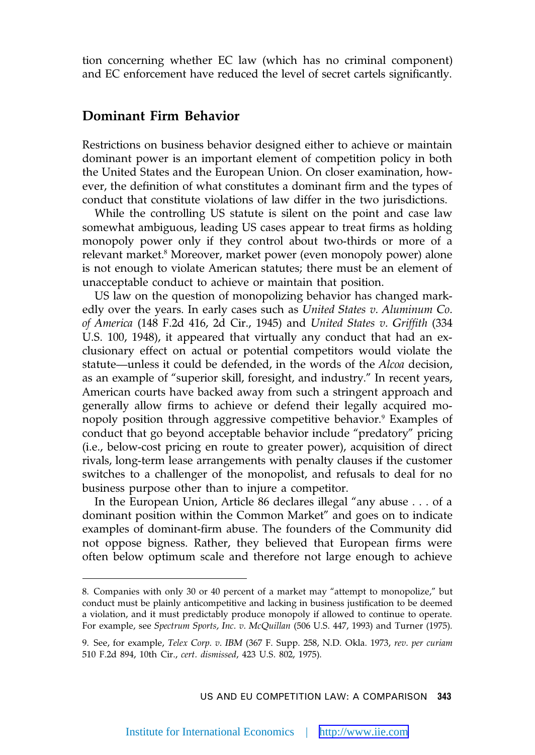tion concerning whether EC law (which has no criminal component) and EC enforcement have reduced the level of secret cartels significantly.

## Dominant Firm Behavior

Restrictions on business behavior designed either to achieve or maintain dominant power is an important element of competition policy in both the United States and the European Union. On closer examination, however, the definition of what constitutes a dominant firm and the types of conduct that constitute violations of law differ in the two jurisdictions.

While the controlling US statute is silent on the point and case law somewhat ambiguous, leading US cases appear to treat firms as holding monopoly power only if they control about two-thirds or more of a relevant market.[8] Moreover, market power (even monopoly power) alone is not enough to violate American statutes; there must be an element of unacceptable conduct to achieve or maintain that position.

US law on the question of monopolizing behavior has changed markedly over the years. In early cases such as *United States v. Aluminum Co. of America* (148 F.2d 416, 2d Cir., 1945) and *United States v. Griffith* (334 U.S. 100, 1948), it appeared that virtually any conduct that had an exclusionary effect on actual or potential competitors would violate the statute—unless it could be defended, in the words of the *Alcoa* decision, as an example of "superior skill, foresight, and industry." In recent years, American courts have backed away from such a stringent approach and generally allow firms to achieve or defend their legally acquired monopoly position through aggressive competitive behavior.[9] Examples of conduct that go beyond acceptable behavior include "predatory" pricing (i.e., below-cost pricing en route to greater power), acquisition of direct rivals, long-term lease arrangements with penalty clauses if the customer switches to a challenger of the monopolist, and refusals to deal for no business purpose other than to injure a competitor.

In the European Union, Article 86 declares illegal "any abuse . . . of a dominant position within the Common Market" and goes on to indicate examples of dominant-firm abuse. The founders of the Community did not oppose bigness. Rather, they believed that European firms were often below optimum scale and therefore not large enough to achieve

---

8. Companies with only 30 or 40 percent of a market may "attempt to monopolize," but conduct must be plainly anticompetitive and lacking in business justification to be deemed a violation, and it must predictably produce monopoly if allowed to continue to operate. For example, see *Spectrum Sports, Inc. v. McQuillan* (506 U.S. 447, 1993) and Turner (1975).

9. See, for example, *Telex Corp. v. IBM* (367 F. Supp. 258, N.D. Okla. 1973, *rev. per curiam* 510 F.2d 894, 10th Cir., *cert. dismissed*, 423 U.S. 802, 1975).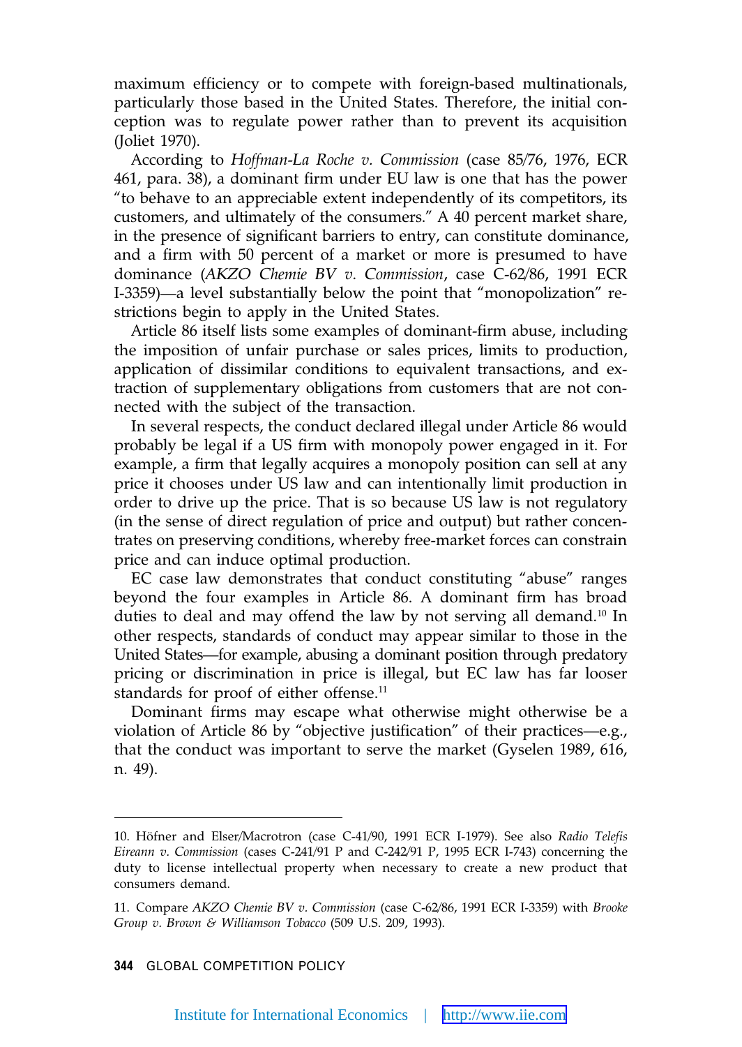maximum efficiency or to compete with foreign-based multinationals, particularly those based in the United States. Therefore, the initial conception was to regulate power rather than to prevent its acquisition (Joliet 1970).

According to *Hoffman-La Roche v. Commission* (case 85/76, 1976, ECR 461, para. 38), a dominant firm under EU law is one that has the power "to behave to an appreciable extent independently of its competitors, its customers, and ultimately of the consumers." A 40 percent market share, in the presence of significant barriers to entry, can constitute dominance, and a firm with 50 percent of a market or more is presumed to have dominance (*AKZO Chemie BV v. Commission*, case C-62/86, 1991 ECR I-3359)—a level substantially below the point that "monopolization" restrictions begin to apply in the United States.

Article 86 itself lists some examples of dominant-firm abuse, including the imposition of unfair purchase or sales prices, limits to production, application of dissimilar conditions to equivalent transactions, and extraction of supplementary obligations from customers that are not connected with the subject of the transaction.

In several respects, the conduct declared illegal under Article 86 would probably be legal if a US firm with monopoly power engaged in it. For example, a firm that legally acquires a monopoly position can sell at any price it chooses under US law and can intentionally limit production in order to drive up the price. That is so because US law is not regulatory (in the sense of direct regulation of price and output) but rather concentrates on preserving conditions, whereby free-market forces can constrain price and can induce optimal production.

EC case law demonstrates that conduct constituting "abuse" ranges beyond the four examples in Article 86. A dominant firm has broad duties to deal and may offend the law by not serving all demand.[10] In other respects, standards of conduct may appear similar to those in the United States—for example, abusing a dominant position through predatory pricing or discrimination in price is illegal, but EC law has far looser standards for proof of either offense.[11]

Dominant firms may escape what otherwise might otherwise be a violation of Article 86 by "objective justification" of their practices—e.g., that the conduct was important to serve the market (Gyselen 1989, 616, n. 49).

---

10. Höfner and Elser/Macrotron (case C-41/90, 1991 ECR I-1979). See also *Radio Telefis Eireann v. Commission* (cases C-241/91 P and C-242/91 P, 1995 ECR I-743) concerning the duty to license intellectual property when necessary to create a new product that consumers demand.

11. Compare *AKZO Chemie BV v. Commission* (case C-62/86, 1991 ECR I-3359) with *Brooke Group v. Brown & Williamson Tobacco* (509 U.S. 209, 1993).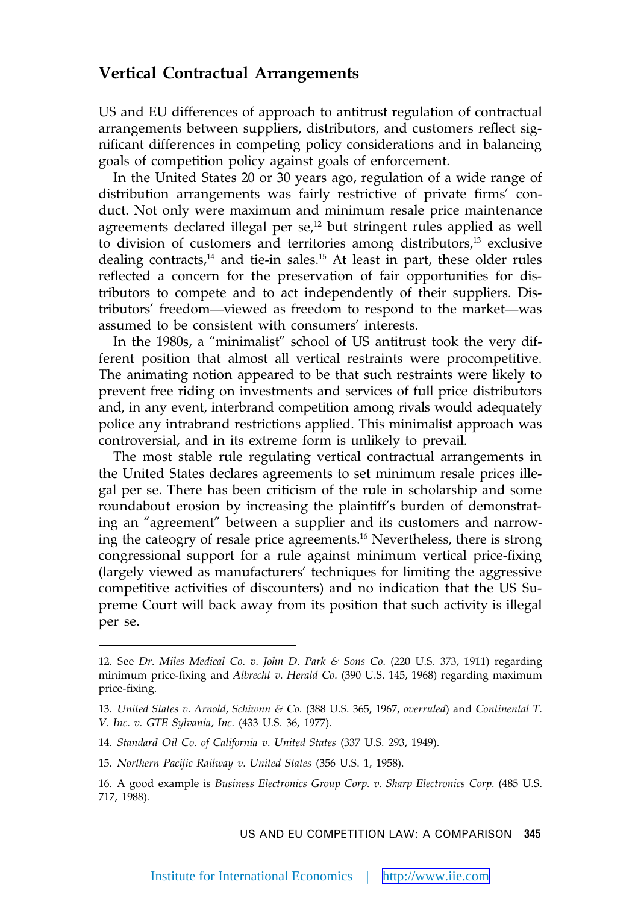## Vertical Contractual Arrangements

US and EU differences of approach to antitrust regulation of contractual arrangements between suppliers, distributors, and customers reflect significant differences in competing policy considerations and in balancing goals of competition policy against goals of enforcement.

In the United States 20 or 30 years ago, regulation of a wide range of distribution arrangements was fairly restrictive of private firms' conduct. Not only were maximum and minimum resale price maintenance agreements declared illegal per se,[12] but stringent rules applied as well to division of customers and territories among distributors,[13] exclusive dealing contracts,[14] and tie-in sales.[15] At least in part, these older rules reflected a concern for the preservation of fair opportunities for distributors to compete and to act independently of their suppliers. Distributors' freedom—viewed as freedom to respond to the market—was assumed to be consistent with consumers' interests.

In the 1980s, a "minimalist" school of US antitrust took the very different position that almost all vertical restraints were procompetitive. The animating notion appeared to be that such restraints were likely to prevent free riding on investments and services of full price distributors and, in any event, interbrand competition among rivals would adequately police any intrabrand restrictions applied. This minimalist approach was controversial, and in its extreme form is unlikely to prevail.

The most stable rule regulating vertical contractual arrangements in the United States declares agreements to set minimum resale prices illegal per se. There has been criticism of the rule in scholarship and some roundabout erosion by increasing the plaintiff's burden of demonstrating an "agreement" between a supplier and its customers and narrowing the cateogry of resale price agreements.[16] Nevertheless, there is strong congressional support for a rule against minimum vertical price-fixing (largely viewed as manufacturers' techniques for limiting the aggressive competitive activities of discounters) and no indication that the US Supreme Court will back away from its position that such activity is illegal per se.

---

12. See *Dr. Miles Medical Co. v. John D. Park & Sons Co.* (220 U.S. 373, 1911) regarding minimum price-fixing and *Albrecht v. Herald Co.* (390 U.S. 145, 1968) regarding maximum price-fixing.

13. *United States v. Arnold, Schiwnn & Co.* (388 U.S. 365, 1967, *overruled*) and *Continental T. V. Inc. v. GTE Sylvania, Inc.* (433 U.S. 36, 1977).

14. *Standard Oil Co. of California v. United States* (337 U.S. 293, 1949).

15. *Northern Pacific Railway v. United States* (356 U.S. 1, 1958).

16. A good example is *Business Electronics Group Corp. v. Sharp Electronics Corp.* (485 U.S. 717, 1988).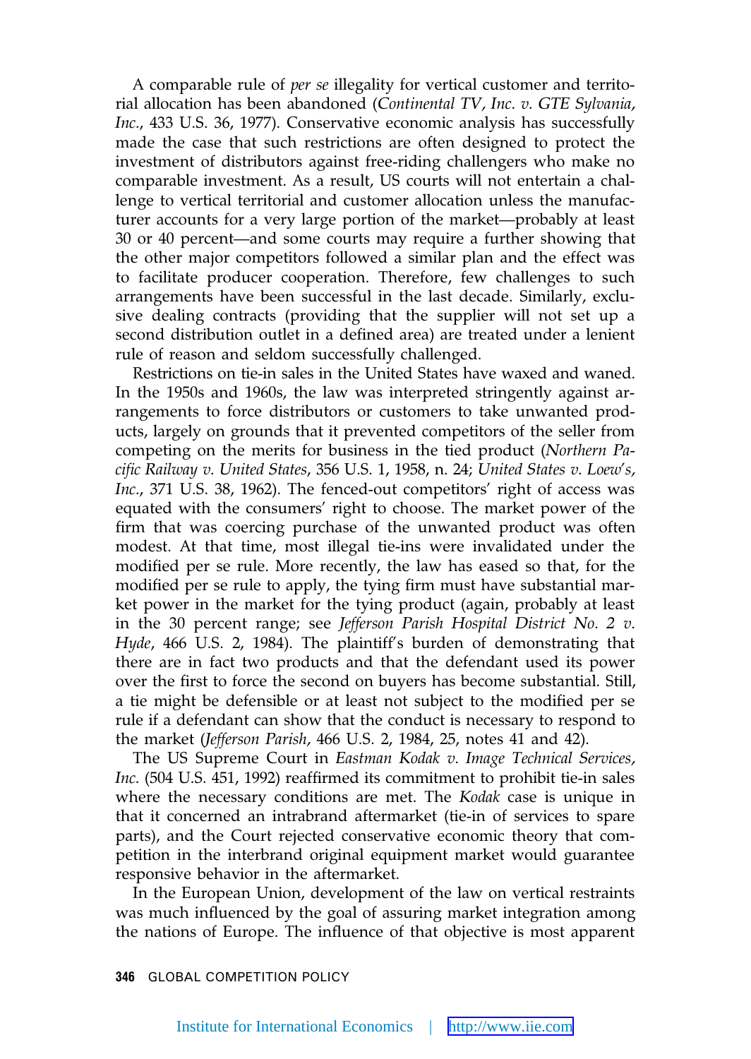A comparable rule of *per se* illegality for vertical customer and territorial allocation has been abandoned (*Continental TV, Inc. v. GTE Sylvania, Inc.*, 433 U.S. 36, 1977). Conservative economic analysis has successfully made the case that such restrictions are often designed to protect the investment of distributors against free-riding challengers who make no comparable investment. As a result, US courts will not entertain a challenge to vertical territorial and customer allocation unless the manufacturer accounts for a very large portion of the market—probably at least 30 or 40 percent—and some courts may require a further showing that the other major competitors followed a similar plan and the effect was to facilitate producer cooperation. Therefore, few challenges to such arrangements have been successful in the last decade. Similarly, exclusive dealing contracts (providing that the supplier will not set up a second distribution outlet in a defined area) are treated under a lenient rule of reason and seldom successfully challenged.

Restrictions on tie-in sales in the United States have waxed and waned. In the 1950s and 1960s, the law was interpreted stringently against arrangements to force distributors or customers to take unwanted products, largely on grounds that it prevented competitors of the seller from competing on the merits for business in the tied product (*Northern Pacific Railway v. United States*, 356 U.S. 1, 1958, n. 24; *United States v. Loew's, Inc.*, 371 U.S. 38, 1962). The fenced-out competitors' right of access was equated with the consumers' right to choose. The market power of the firm that was coercing purchase of the unwanted product was often modest. At that time, most illegal tie-ins were invalidated under the modified per se rule. More recently, the law has eased so that, for the modified per se rule to apply, the tying firm must have substantial market power in the market for the tying product (again, probably at least in the 30 percent range; see *Jefferson Parish Hospital District No. 2 v. Hyde*, 466 U.S. 2, 1984). The plaintiff's burden of demonstrating that there are in fact two products and that the defendant used its power over the first to force the second on buyers has become substantial. Still, a tie might be defensible or at least not subject to the modified per se rule if a defendant can show that the conduct is necessary to respond to the market (*Jefferson Parish,* 466 U.S. 2, 1984, 25, notes 41 and 42).

The US Supreme Court in *Eastman Kodak v. Image Technical Services, Inc.* (504 U.S. 451, 1992) reaffirmed its commitment to prohibit tie-in sales where the necessary conditions are met. The *Kodak* case is unique in that it concerned an intrabrand aftermarket (tie-in of services to spare parts), and the Court rejected conservative economic theory that competition in the interbrand original equipment market would guarantee responsive behavior in the aftermarket.

In the European Union, development of the law on vertical restraints was much influenced by the goal of assuring market integration among the nations of Europe. The influence of that objective is most apparent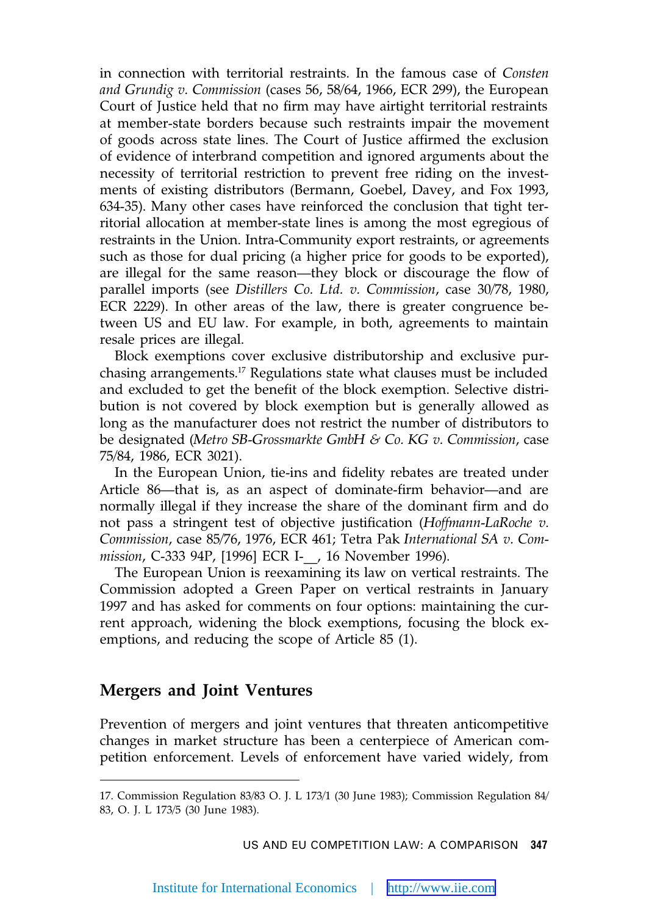in connection with territorial restraints. In the famous case of *Consten and Grundig v. Commission* (cases 56, 58/64, 1966, ECR 299), the European Court of Justice held that no firm may have airtight territorial restraints at member-state borders because such restraints impair the movement of goods across state lines. The Court of Justice affirmed the exclusion of evidence of interbrand competition and ignored arguments about the necessity of territorial restriction to prevent free riding on the investments of existing distributors (Bermann, Goebel, Davey, and Fox 1993, 634-35). Many other cases have reinforced the conclusion that tight territorial allocation at member-state lines is among the most egregious of restraints in the Union. Intra-Community export restraints, or agreements such as those for dual pricing (a higher price for goods to be exported), are illegal for the same reason—they block or discourage the flow of parallel imports (see *Distillers Co. Ltd. v. Commission*, case 30/78, 1980, ECR 2229). In other areas of the law, there is greater congruence between US and EU law. For example, in both, agreements to maintain resale prices are illegal.

Block exemptions cover exclusive distributorship and exclusive purchasing arrangements.[17] Regulations state what clauses must be included and excluded to get the benefit of the block exemption. Selective distribution is not covered by block exemption but is generally allowed as long as the manufacturer does not restrict the number of distributors to be designated (*Metro SB-Grossmarkte GmbH & Co. KG v. Commission*, case 75/84, 1986, ECR 3021).

In the European Union, tie-ins and fidelity rebates are treated under Article 86—that is, as an aspect of dominate-firm behavior—and are normally illegal if they increase the share of the dominant firm and do not pass a stringent test of objective justification (*Hoffmann-LaRoche v. Commission*, case 85/76, 1976, ECR 461; Tetra Pak *International SA v. Commission*, C-333 94P, [1996] ECR I-__, 16 November 1996).

The European Union is reexamining its law on vertical restraints. The Commission adopted a Green Paper on vertical restraints in January 1997 and has asked for comments on four options: maintaining the current approach, widening the block exemptions, focusing the block exemptions, and reducing the scope of Article 85 (1).

## Mergers and Joint Ventures

Prevention of mergers and joint ventures that threaten anticompetitive changes in market structure has been a centerpiece of American competition enforcement. Levels of enforcement have varied widely, from

17. Commission Regulation 83/83 O. J. L 173/1 (30 June 1983); Commission Regulation 84/83, O. J. L 173/5 (30 June 1983).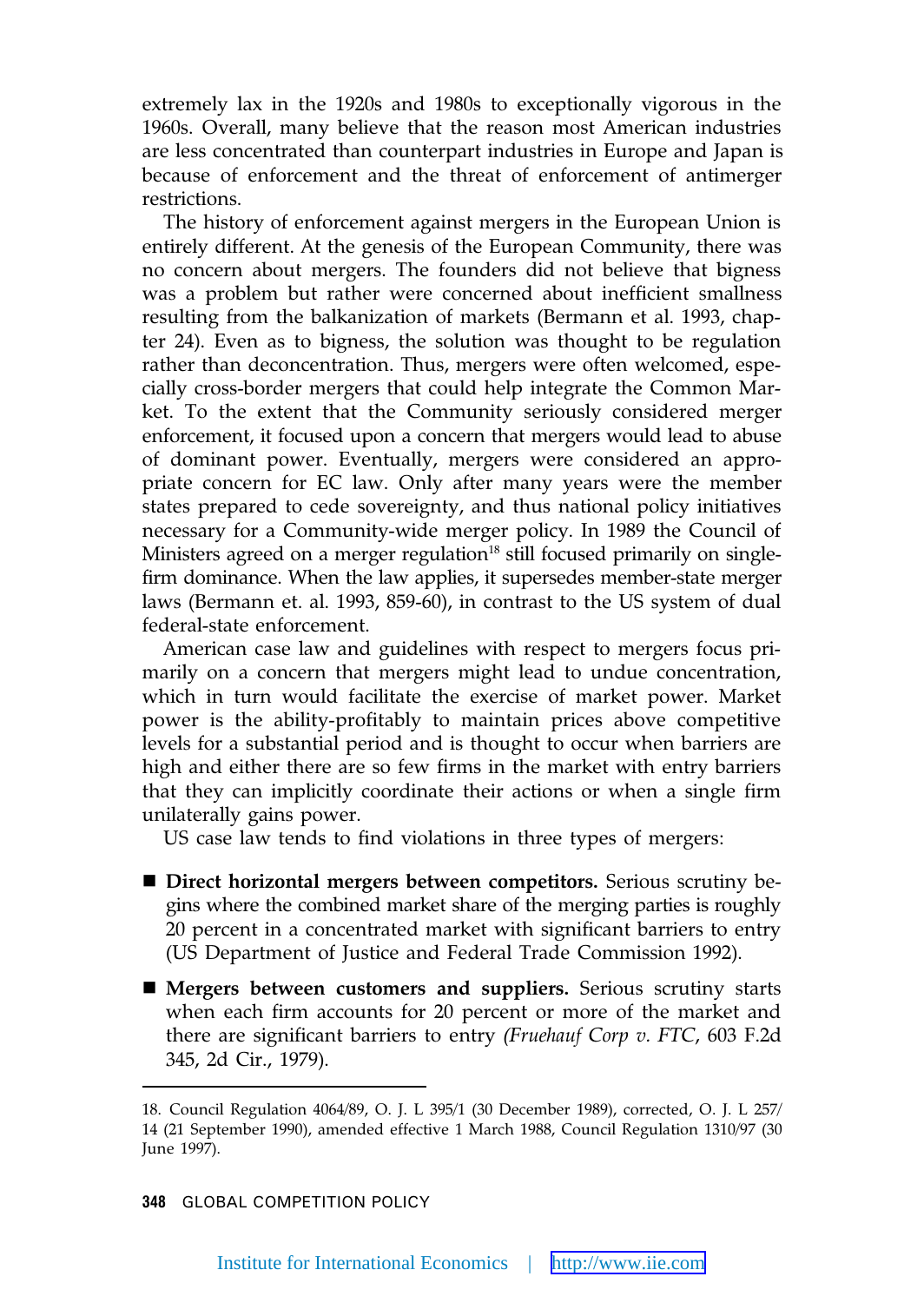extremely lax in the 1920s and 1980s to exceptionally vigorous in the 1960s. Overall, many believe that the reason most American industries are less concentrated than counterpart industries in Europe and Japan is because of enforcement and the threat of enforcement of antimerger restrictions.

The history of enforcement against mergers in the European Union is entirely different. At the genesis of the European Community, there was no concern about mergers. The founders did not believe that bigness was a problem but rather were concerned about inefficient smallness resulting from the balkanization of markets (Bermann et al. 1993, chapter 24). Even as to bigness, the solution was thought to be regulation rather than deconcentration. Thus, mergers were often welcomed, especially cross-border mergers that could help integrate the Common Market. To the extent that the Community seriously considered merger enforcement, it focused upon a concern that mergers would lead to abuse of dominant power. Eventually, mergers were considered an appropriate concern for EC law. Only after many years were the member states prepared to cede sovereignty, and thus national policy initiatives necessary for a Community-wide merger policy. In 1989 the Council of Ministers agreed on a merger regulation[18] still focused primarily on single-firm dominance. When the law applies, it supersedes member-state merger laws (Bermann et. al. 1993, 859-60), in contrast to the US system of dual federal-state enforcement.

American case law and guidelines with respect to mergers focus primarily on a concern that mergers might lead to undue concentration, which in turn would facilitate the exercise of market power. Market power is the ability-profitably to maintain prices above competitive levels for a substantial period and is thought to occur when barriers are high and either there are so few firms in the market with entry barriers that they can implicitly coordinate their actions or when a single firm unilaterally gains power.

US case law tends to find violations in three types of mergers:

- **Direct horizontal mergers between competitors.** Serious scrutiny begins where the combined market share of the merging parties is roughly 20 percent in a concentrated market with significant barriers to entry (US Department of Justice and Federal Trade Commission 1992).
- **Mergers between customers and suppliers.** Serious scrutiny starts when each firm accounts for 20 percent or more of the market and there are significant barriers to entry (*Fruehauf Corp v. FTC*, 603 F.2d 345, 2d Cir., 1979).

18. Council Regulation 4064/89, O. J. L 395/1 (30 December 1989), corrected, O. J. L 257/14 (21 September 1990), amended effective 1 March 1988, Council Regulation 1310/97 (30 June 1997).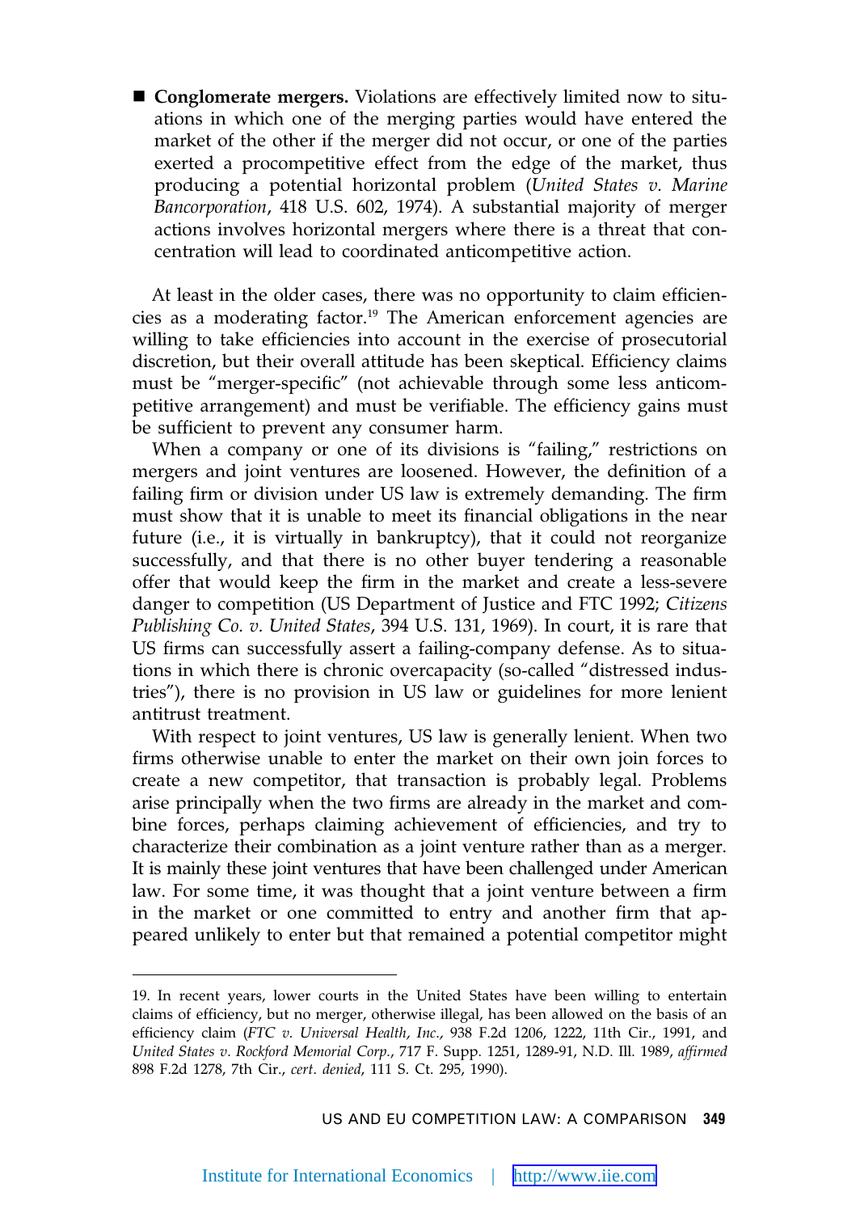- **Conglomerate mergers.** Violations are effectively limited now to situations in which one of the merging parties would have entered the market of the other if the merger did not occur, or one of the parties exerted a procompetitive effect from the edge of the market, thus producing a potential horizontal problem (*United States v. Marine Bancorporation*, 418 U.S. 602, 1974). A substantial majority of merger actions involves horizontal mergers where there is a threat that concentration will lead to coordinated anticompetitive action.

At least in the older cases, there was no opportunity to claim efficiencies as a moderating factor.[19] The American enforcement agencies are willing to take efficiencies into account in the exercise of prosecutorial discretion, but their overall attitude has been skeptical. Efficiency claims must be "merger-specific" (not achievable through some less anticompetitive arrangement) and must be verifiable. The efficiency gains must be sufficient to prevent any consumer harm.

When a company or one of its divisions is "failing," restrictions on mergers and joint ventures are loosened. However, the definition of a failing firm or division under US law is extremely demanding. The firm must show that it is unable to meet its financial obligations in the near future (i.e., it is virtually in bankruptcy), that it could not reorganize successfully, and that there is no other buyer tendering a reasonable offer that would keep the firm in the market and create a less-severe danger to competition (US Department of Justice and FTC 1992; *Citizens Publishing Co. v. United States*, 394 U.S. 131, 1969). In court, it is rare that US firms can successfully assert a failing-company defense. As to situations in which there is chronic overcapacity (so-called "distressed industries"), there is no provision in US law or guidelines for more lenient antitrust treatment.

With respect to joint ventures, US law is generally lenient. When two firms otherwise unable to enter the market on their own join forces to create a new competitor, that transaction is probably legal. Problems arise principally when the two firms are already in the market and combine forces, perhaps claiming achievement of efficiencies, and try to characterize their combination as a joint venture rather than as a merger. It is mainly these joint ventures that have been challenged under American law. For some time, it was thought that a joint venture between a firm in the market or one committed to entry and another firm that appeared unlikely to enter but that remained a potential competitor might

---

19. In recent years, lower courts in the United States have been willing to entertain claims of efficiency, but no merger, otherwise illegal, has been allowed on the basis of an efficiency claim (*FTC v. Universal Health, Inc.*, 938 F.2d 1206, 1222, 11th Cir., 1991, and *United States v. Rockford Memorial Corp.*, 717 F. Supp. 1251, 1289-91, N.D. Ill. 1989, *affirmed* 898 F.2d 1278, 7th Cir., *cert. denied*, 111 S. Ct. 295, 1990).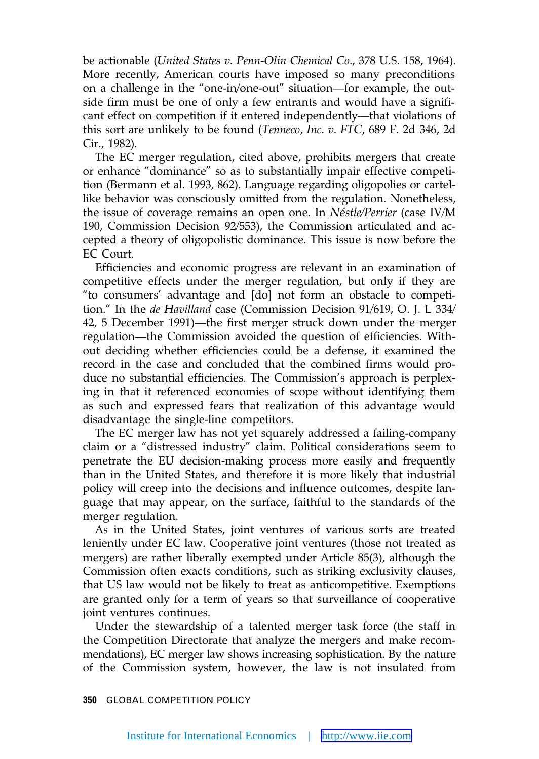be actionable (*United States v. Penn-Olin Chemical Co.*, 378 U.S. 158, 1964). More recently, American courts have imposed so many preconditions on a challenge in the "one-in/one-out" situation—for example, the outside firm must be one of only a few entrants and would have a significant effect on competition if it entered independently—that violations of this sort are unlikely to be found (*Tenneco, Inc. v. FTC*, 689 F. 2d 346, 2d Cir., 1982).

The EC merger regulation, cited above, prohibits mergers that create or enhance "dominance" so as to substantially impair effective competition (Bermann et al. 1993, 862). Language regarding oligopolies or cartel-like behavior was consciously omitted from the regulation. Nonetheless, the issue of coverage remains an open one. In *Néstle/Perrier* (case IV/M 190, Commission Decision 92/553), the Commission articulated and accepted a theory of oligopolistic dominance. This issue is now before the EC Court.

Efficiencies and economic progress are relevant in an examination of competitive effects under the merger regulation, but only if they are "to consumers' advantage and [do] not form an obstacle to competition." In the *de Havilland* case (Commission Decision 91/619, O. J. L 334/42, 5 December 1991)—the first merger struck down under the merger regulation—the Commission avoided the question of efficiencies. Without deciding whether efficiencies could be a defense, it examined the record in the case and concluded that the combined firms would produce no substantial efficiencies. The Commission's approach is perplexing in that it referenced economies of scope without identifying them as such and expressed fears that realization of this advantage would disadvantage the single-line competitors.

The EC merger law has not yet squarely addressed a failing-company claim or a "distressed industry" claim. Political considerations seem to penetrate the EU decision-making process more easily and frequently than in the United States, and therefore it is more likely that industrial policy will creep into the decisions and influence outcomes, despite language that may appear, on the surface, faithful to the standards of the merger regulation.

As in the United States, joint ventures of various sorts are treated leniently under EC law. Cooperative joint ventures (those not treated as mergers) are rather liberally exempted under Article 85(3), although the Commission often exacts conditions, such as striking exclusivity clauses, that US law would not be likely to treat as anticompetitive. Exemptions are granted only for a term of years so that surveillance of cooperative joint ventures continues.

Under the stewardship of a talented merger task force (the staff in the Competition Directorate that analyze the mergers and make recommendations), EC merger law shows increasing sophistication. By the nature of the Commission system, however, the law is not insulated from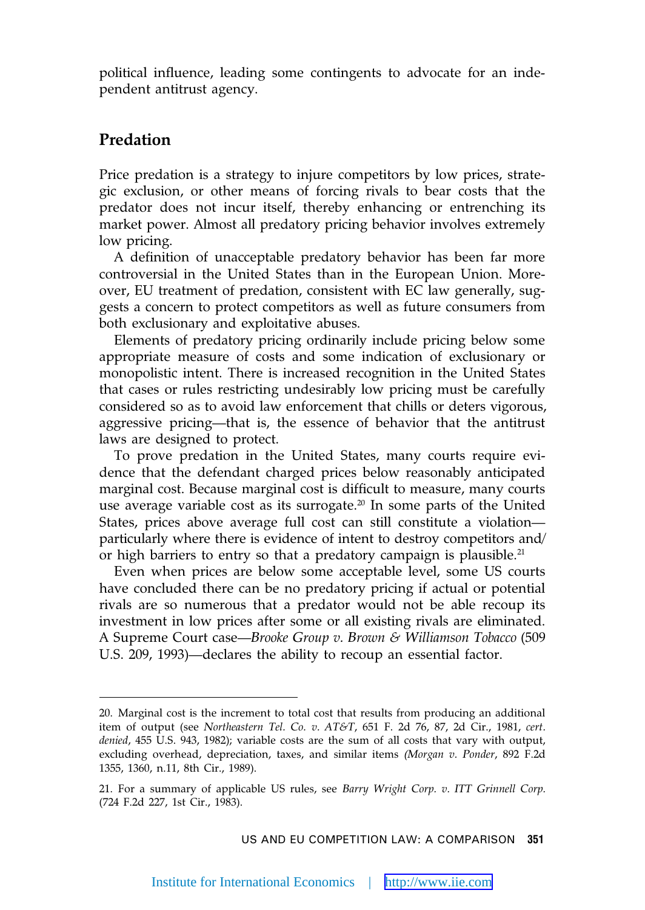political influence, leading some contingents to advocate for an independent antitrust agency.

## Predation

Price predation is a strategy to injure competitors by low prices, strategic exclusion, or other means of forcing rivals to bear costs that the predator does not incur itself, thereby enhancing or entrenching its market power. Almost all predatory pricing behavior involves extremely low pricing.

A definition of unacceptable predatory behavior has been far more controversial in the United States than in the European Union. Moreover, EU treatment of predation, consistent with EC law generally, suggests a concern to protect competitors as well as future consumers from both exclusionary and exploitative abuses.

Elements of predatory pricing ordinarily include pricing below some appropriate measure of costs and some indication of exclusionary or monopolistic intent. There is increased recognition in the United States that cases or rules restricting undesirably low pricing must be carefully considered so as to avoid law enforcement that chills or deters vigorous, aggressive pricing—that is, the essence of behavior that the antitrust laws are designed to protect.

To prove predation in the United States, many courts require evidence that the defendant charged prices below reasonably anticipated marginal cost. Because marginal cost is difficult to measure, many courts use average variable cost as its surrogate.[20] In some parts of the United States, prices above average full cost can still constitute a violation—particularly where there is evidence of intent to destroy competitors and/or high barriers to entry so that a predatory campaign is plausible.[21]

Even when prices are below some acceptable level, some US courts have concluded there can be no predatory pricing if actual or potential rivals are so numerous that a predator would not be able recoup its investment in low prices after some or all existing rivals are eliminated. A Supreme Court case—*Brooke Group v. Brown & Williamson Tobacco* (509 U.S. 209, 1993)—declares the ability to recoup an essential factor.

---

20. Marginal cost is the increment to total cost that results from producing an additional item of output (see *Northeastern Tel. Co. v. AT&T*, 651 F. 2d 76, 87, 2d Cir., 1981, *cert. denied*, 455 U.S. 943, 1982); variable costs are the sum of all costs that vary with output, excluding overhead, depreciation, taxes, and similar items *(Morgan v. Ponder*, 892 F.2d 1355, 1360, n.11, 8th Cir., 1989).

21. For a summary of applicable US rules, see *Barry Wright Corp. v. ITT Grinnell Corp.* (724 F.2d 227, 1st Cir., 1983).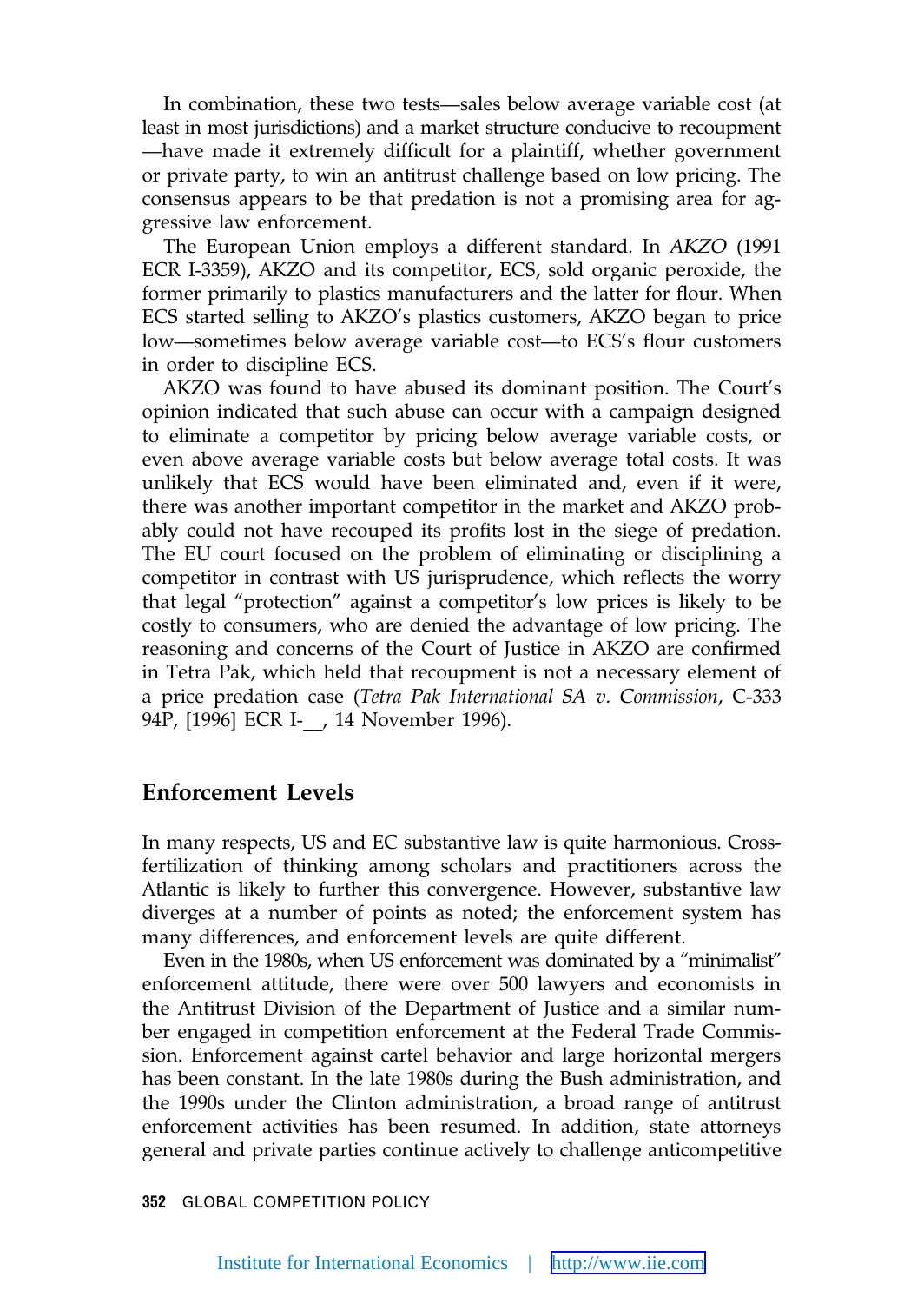In combination, these two tests—sales below average variable cost (at least in most jurisdictions) and a market structure conducive to recoupment —have made it extremely difficult for a plaintiff, whether government or private party, to win an antitrust challenge based on low pricing. The consensus appears to be that predation is not a promising area for aggressive law enforcement.

The European Union employs a different standard. In *AKZO* (1991 ECR I-3359), AKZO and its competitor, ECS, sold organic peroxide, the former primarily to plastics manufacturers and the latter for flour. When ECS started selling to AKZO's plastics customers, AKZO began to price low—sometimes below average variable cost—to ECS's flour customers in order to discipline ECS.

AKZO was found to have abused its dominant position. The Court's opinion indicated that such abuse can occur with a campaign designed to eliminate a competitor by pricing below average variable costs, or even above average variable costs but below average total costs. It was unlikely that ECS would have been eliminated and, even if it were, there was another important competitor in the market and AKZO probably could not have recouped its profits lost in the siege of predation. The EU court focused on the problem of eliminating or disciplining a competitor in contrast with US jurisprudence, which reflects the worry that legal "protection" against a competitor's low prices is likely to be costly to consumers, who are denied the advantage of low pricing. The reasoning and concerns of the Court of Justice in AKZO are confirmed in Tetra Pak, which held that recoupment is not a necessary element of a price predation case (*Tetra Pak International SA v. Commission*, C-333 94P, [1996] ECR I-__, 14 November 1996).

## Enforcement Levels

In many respects, US and EC substantive law is quite harmonious. Cross-fertilization of thinking among scholars and practitioners across the Atlantic is likely to further this convergence. However, substantive law diverges at a number of points as noted; the enforcement system has many differences, and enforcement levels are quite different.

Even in the 1980s, when US enforcement was dominated by a "minimalist" enforcement attitude, there were over 500 lawyers and economists in the Antitrust Division of the Department of Justice and a similar number engaged in competition enforcement at the Federal Trade Commission. Enforcement against cartel behavior and large horizontal mergers has been constant. In the late 1980s during the Bush administration, and the 1990s under the Clinton administration, a broad range of antitrust enforcement activities has been resumed. In addition, state attorneys general and private parties continue actively to challenge anticompetitive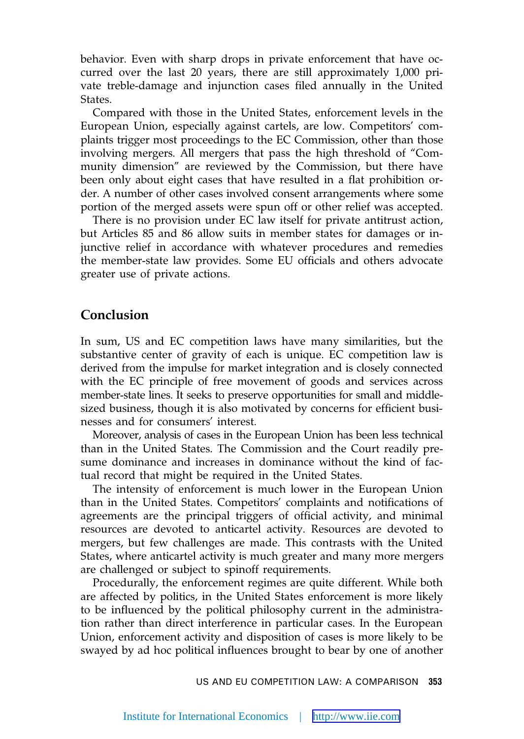behavior. Even with sharp drops in private enforcement that have occurred over the last 20 years, there are still approximately 1,000 private treble-damage and injunction cases filed annually in the United States.

Compared with those in the United States, enforcement levels in the European Union, especially against cartels, are low. Competitors' complaints trigger most proceedings to the EC Commission, other than those involving mergers. All mergers that pass the high threshold of "Community dimension" are reviewed by the Commission, but there have been only about eight cases that have resulted in a flat prohibition order. A number of other cases involved consent arrangements where some portion of the merged assets were spun off or other relief was accepted.

There is no provision under EC law itself for private antitrust action, but Articles 85 and 86 allow suits in member states for damages or injunctive relief in accordance with whatever procedures and remedies the member-state law provides. Some EU officials and others advocate greater use of private actions.

## Conclusion

In sum, US and EC competition laws have many similarities, but the substantive center of gravity of each is unique. EC competition law is derived from the impulse for market integration and is closely connected with the EC principle of free movement of goods and services across member-state lines. It seeks to preserve opportunities for small and middle-sized business, though it is also motivated by concerns for efficient businesses and for consumers' interest.

Moreover, analysis of cases in the European Union has been less technical than in the United States. The Commission and the Court readily presume dominance and increases in dominance without the kind of factual record that might be required in the United States.

The intensity of enforcement is much lower in the European Union than in the United States. Competitors' complaints and notifications of agreements are the principal triggers of official activity, and minimal resources are devoted to anticartel activity. Resources are devoted to mergers, but few challenges are made. This contrasts with the United States, where anticartel activity is much greater and many more mergers are challenged or subject to spinoff requirements.

Procedurally, the enforcement regimes are quite different. While both are affected by politics, in the United States enforcement is more likely to be influenced by the political philosophy current in the administration rather than direct interference in particular cases. In the European Union, enforcement activity and disposition of cases is more likely to be swayed by ad hoc political influences brought to bear by one of another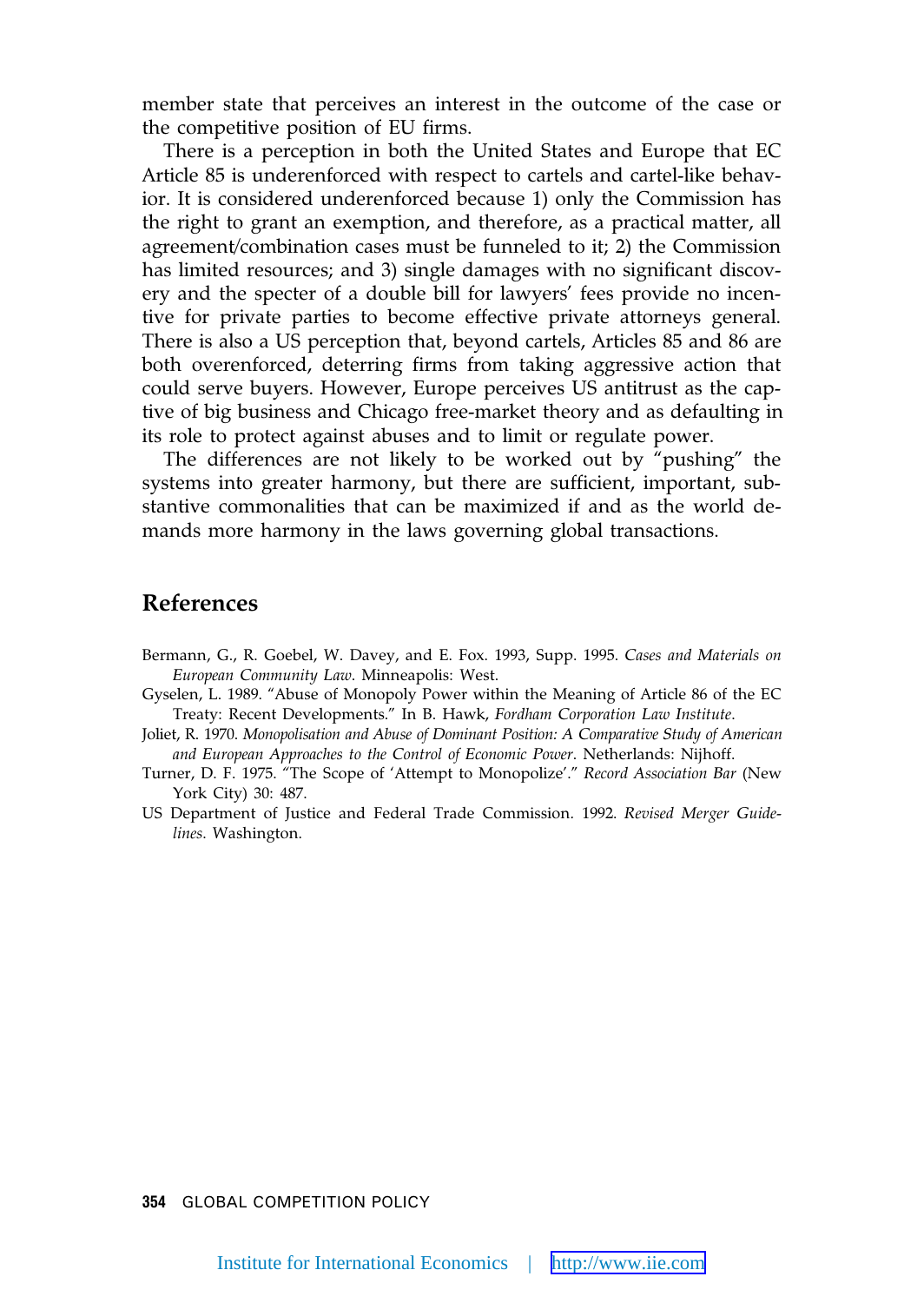member state that perceives an interest in the outcome of the case or the competitive position of EU firms.

There is a perception in both the United States and Europe that EC Article 85 is underenforced with respect to cartels and cartel-like behavior. It is considered underenforced because 1) only the Commission has the right to grant an exemption, and therefore, as a practical matter, all agreement/combination cases must be funneled to it; 2) the Commission has limited resources; and 3) single damages with no significant discovery and the specter of a double bill for lawyers' fees provide no incentive for private parties to become effective private attorneys general. There is also a US perception that, beyond cartels, Articles 85 and 86 are both overenforced, deterring firms from taking aggressive action that could serve buyers. However, Europe perceives US antitrust as the captive of big business and Chicago free-market theory and as defaulting in its role to protect against abuses and to limit or regulate power.

The differences are not likely to be worked out by "pushing" the systems into greater harmony, but there are sufficient, important, substantive commonalities that can be maximized if and as the world demands more harmony in the laws governing global transactions.

## References

Bermann, G., R. Goebel, W. Davey, and E. Fox. 1993, Supp. 1995. *Cases and Materials on European Community Law*. Minneapolis: West.

Gyselen, L. 1989. "Abuse of Monopoly Power within the Meaning of Article 86 of the EC Treaty: Recent Developments." In B. Hawk, *Fordham Corporation Law Institute*.

Joliet, R. 1970. *Monopolisation and Abuse of Dominant Position: A Comparative Study of American and European Approaches to the Control of Economic Power*. Netherlands: Nijhoff.

Turner, D. F. 1975. "The Scope of 'Attempt to Monopolize'." *Record Association Bar* (New York City) 30: 487.

US Department of Justice and Federal Trade Commission. 1992. *Revised Merger Guidelines*. Washington.